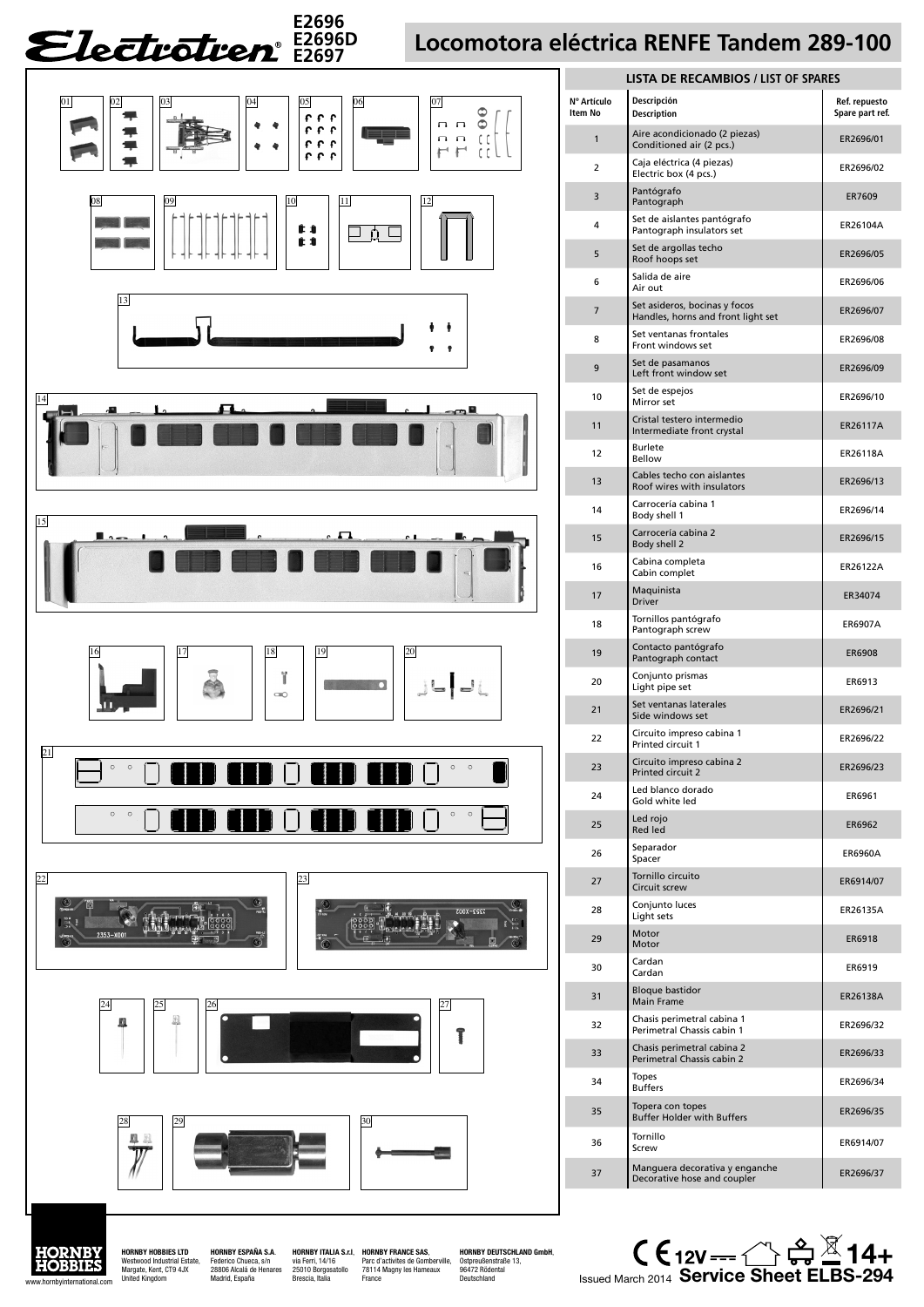# Electrotren® E2696 E2696D E2697

## Locomotora eléctrica RENFE Tandem 289-100

01 02 03 04 05 06 07 08 09 10 11 12 13 14 15 16 17 18 19 20 21 22 23 24 25 26 27 28 29 30

### LISTA DE RECAMBIOS / LIST OF SPARES

| Nº Artículo Item No | Descripción Description | Ref. repuesto Spare part ref. |
|---|---|---|
| 1 | Aire acondicionado (2 piezas) Conditioned air (2 pcs.) | ER2696/01 |
| 2 | Caja eléctrica (4 piezas) Electric box (4 pcs.) | ER2696/02 |
| 3 | Pantógrafo Pantograph | ER7609 |
| 4 | Set de aislantes pantógrafo Pantograph insulators set | ER26104A |
| 5 | Set de argollas techo Roof hoops set | ER2696/05 |
| 6 | Salida de aire Air out | ER2696/06 |
| 7 | Set asideros, bocinas y focos Handles, horns and front light set | ER2696/07 |
| 8 | Set ventanas frontales Front windows set | ER2696/08 |
| 9 | Set de pasamanos Left front window set | ER2696/09 |
| 10 | Set de espejos Mirror set | ER2696/10 |
| 11 | Cristal testero intermedio Intermediate front crystal | ER26117A |
| 12 | Burlete Bellow | ER26118A |
| 13 | Cables techo con aislantes Roof wires with insulators | ER2696/13 |
| 14 | Carrocería cabina 1 Body shell 1 | ER2696/14 |
| 15 | Carrocería cabina 2 Body shell 2 | ER2696/15 |
| 16 | Cabina completa Cabin complet | ER26122A |
| 17 | Maquinista Driver | ER34074 |
| 18 | Tornillos pantógrafo Pantograph screw | ER6907A |
| 19 | Contacto pantógrafo Pantograph contact | ER6908 |
| 20 | Conjunto prismas Light pipe set | ER6913 |
| 21 | Set ventanas laterales Side windows set | ER2696/21 |
| 22 | Circuito impreso cabina 1 Printed circuit 1 | ER2696/22 |
| 23 | Circuito impreso cabina 2 Printed circuit 2 | ER2696/23 |
| 24 | Led blanco dorado Gold white led | ER6961 |
| 25 | Led rojo Red led | ER6962 |
| 26 | Separador Spacer | ER6960A |
| 27 | Tornillo circuito Circuit screw | ER6914/07 |
| 28 | Conjunto luces Light sets | ER26135A |
| 29 | Motor Motor | ER6918 |
| 30 | Cardan Cardan | ER6919 |
| 31 | Bloque bastidor Main Frame | ER26138A |
| 32 | Chasis perimetral cabina 1 Perimetral Chassis cabin 1 | ER2696/32 |
| 33 | Chasis perimetral cabina 2 Perimetral Chassis cabin 2 | ER2696/33 |
| 34 | Topes Buffers | ER2696/34 |
| 35 | Topera con topes Buffer Holder with Buffers | ER2696/35 |
| 36 | Tornillo Screw | ER6914/07 |
| 37 | Manguera decorativa y enganche Decorative hose and coupler | ER2696/37 |

**HORNBY HOBBIES**
www.hornbyinternational.com

**HORNBY HOBBIES LTD** Westwood Industrial Estate, Margate, Kent, CT9 4JX United Kingdom

**HORNBY ESPAÑA S.A.** Federico Chueca, s/n 28806 Alcalá de Henares Madrid, España

**HORNBY ITALIA S.r.l.** via Ferri, 14/16 25010 Borgosatollo Brescia, Italia

**HORNBY FRANCE SAS**, Parc d'activites de Gomberville, 78114 Magny les Hameaux France

**HORNBY DEUTSCHLAND GmbH**, Ostpreußenstraße 13, 96472 Rödental Deutschland

CE 12V 14+

Issued March 2014 **Service Sheet ELBS-294**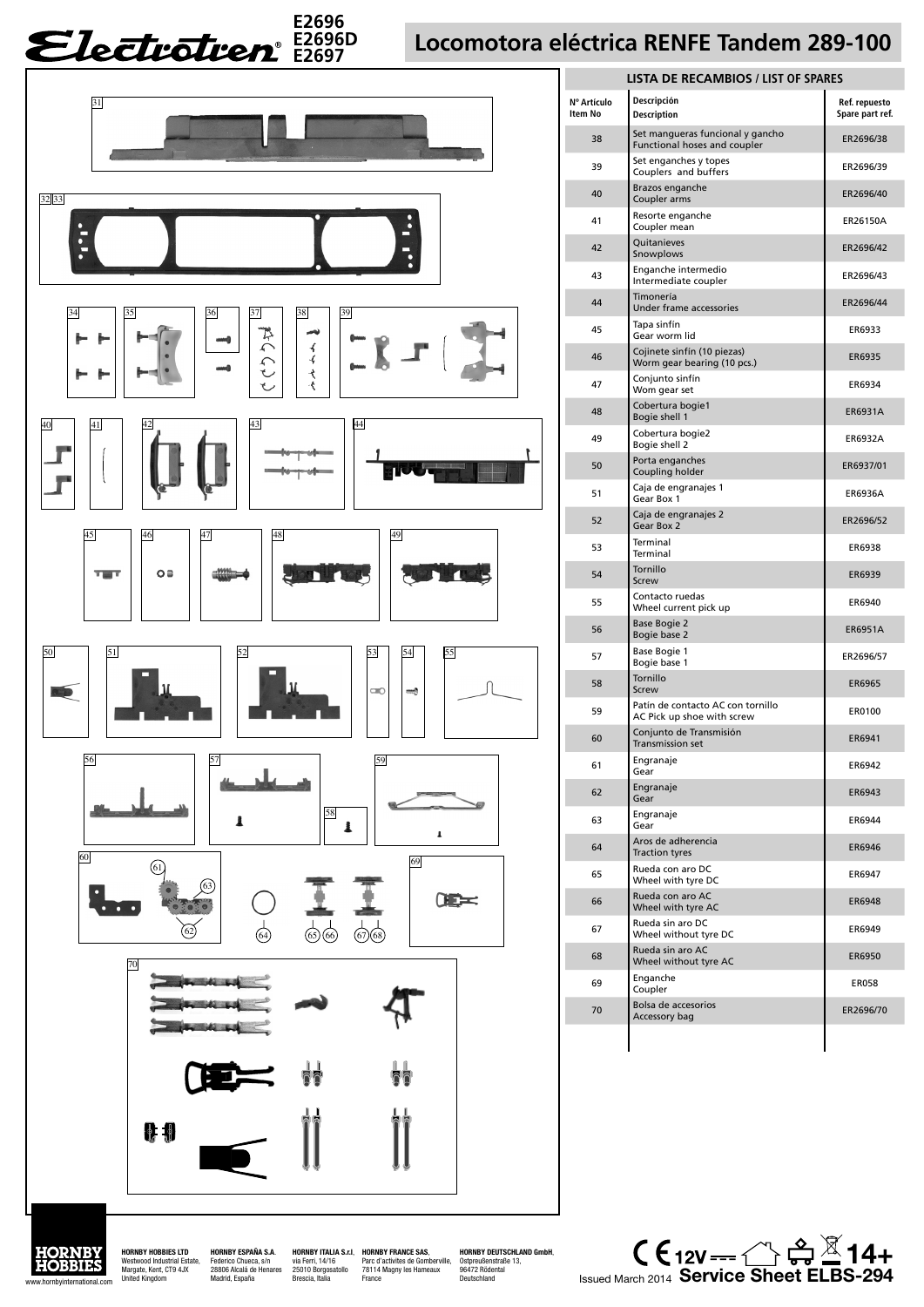# Electrotren® E2696 E2696D E2697

## Locomotora eléctrica RENFE Tandem 289-100

31

32 33

34 35 36 37 38 39

40 41 42 43 44

45 46 47 48 49

50 51 52 53 54 55

56 57 58 59

60 61 62 63 64 65 66 67 68 69

70

### LISTA DE RECAMBIOS / LIST OF SPARES

| Nº Artículo Item No | Descripción Description | Ref. repuesto Spare part ref. |
|---|---|---|
| 38 | Set mangueras funcional y gancho Functional hoses and coupler | ER2696/38 |
| 39 | Set enganches y topes Couplers and buffers | ER2696/39 |
| 40 | Brazos enganche Coupler arms | ER2696/40 |
| 41 | Resorte enganche Coupler mean | ER26150A |
| 42 | Quitanieves Snowplows | ER2696/42 |
| 43 | Enganche intermedio Intermediate coupler | ER2696/43 |
| 44 | Timonería Under frame accessories | ER2696/44 |
| 45 | Tapa sinfín Gear worm lid | ER6933 |
| 46 | Cojinete sinfín (10 piezas) Worm gear bearing (10 pcs.) | ER6935 |
| 47 | Conjunto sinfín Wom gear set | ER6934 |
| 48 | Cobertura bogie1 Bogie shell 1 | ER6931A |
| 49 | Cobertura bogie2 Bogie shell 2 | ER6932A |
| 50 | Porta enganches Coupling holder | ER6937/01 |
| 51 | Caja de engranajes 1 Gear Box 1 | ER6936A |
| 52 | Caja de engranajes 2 Gear Box 2 | ER2696/52 |
| 53 | Terminal Terminal | ER6938 |
| 54 | Tornillo Screw | ER6939 |
| 55 | Contacto ruedas Wheel current pick up | ER6940 |
| 56 | Base Bogie 2 Bogie base 2 | ER6951A |
| 57 | Base Bogie 1 Bogie base 1 | ER2696/57 |
| 58 | Tornillo Screw | ER6965 |
| 59 | Patín de contacto AC con tornillo AC Pick up shoe with screw | ER0100 |
| 60 | Conjunto de Transmisión Transmission set | ER6941 |
| 61 | Engranaje Gear | ER6942 |
| 62 | Engranaje Gear | ER6943 |
| 63 | Engranaje Gear | ER6944 |
| 64 | Aros de adherencia Traction tyres | ER6946 |
| 65 | Rueda con aro DC Wheel with tyre DC | ER6947 |
| 66 | Rueda con aro AC Wheel with tyre AC | ER6948 |
| 67 | Rueda sin aro DC Wheel without tyre DC | ER6949 |
| 68 | Rueda sin aro AC Wheel without tyre AC | ER6950 |
| 69 | Enganche Coupler | ER058 |
| 70 | Bolsa de accesorios Accessory bag | ER2696/70 |

HORNBY HOBBIES

www.hornbyinternational.com

**HORNBY HOBBIES LTD**
Westwood Industrial Estate,
Margate, Kent, CT9 4JX
United Kingdom

**HORNBY ESPAÑA S.A.**
Federico Chueca, s/n
28806 Alcalá de Henares
Madrid, España

**HORNBY ITALIA S.r.l.**
via Ferri, 14/16
25010 Borgosatollo
Brescia, Italia

**HORNBY FRANCE SAS,**
Parc d'activites de Gomberville,
78114 Magny les Hameaux
France

**HORNBY DEUTSCHLAND GmbH,**
Ostpreußenstraße 13,
96472 Rödental
Deutschland

CE 12V 14+

Issued March 2014 **Service Sheet ELBS-294**